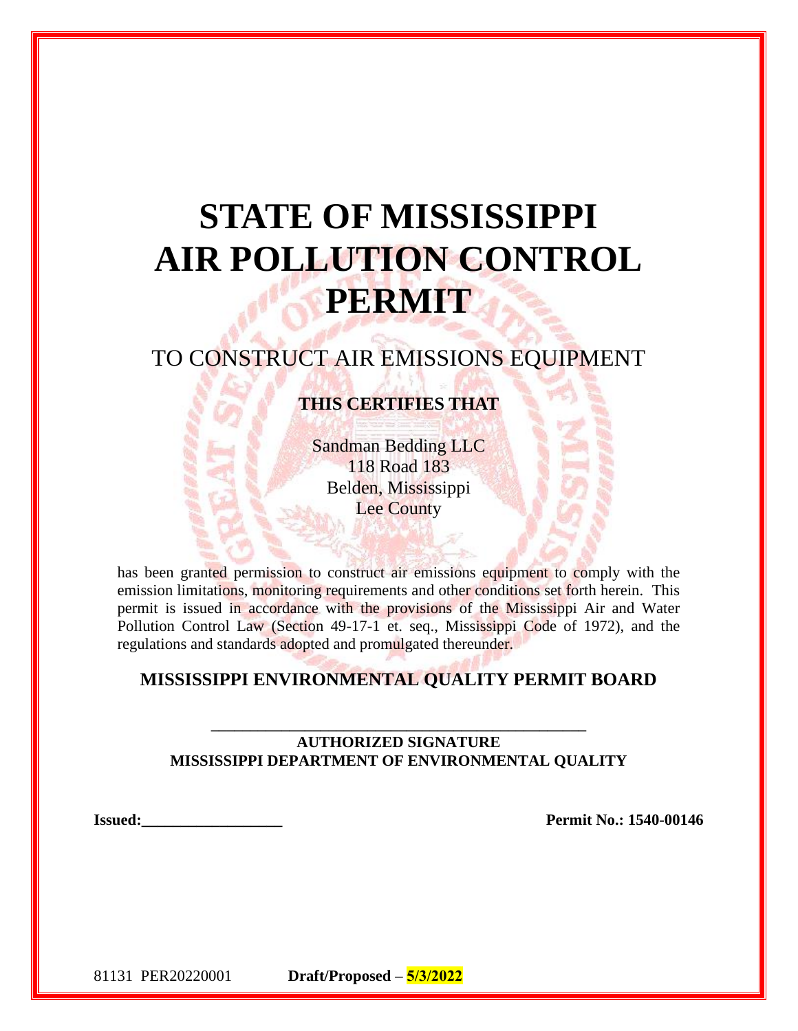# STATE OF MISSISSIPPI
# AIR POLLUTION CONTROL PERMIT

## TO CONSTRUCT AIR EMISSIONS EQUIPMENT

**THIS CERTIFIES THAT**

Sandman Bedding LLC
118 Road 183
Belden, Mississippi
Lee County

has been granted permission to construct air emissions equipment to comply with the emission limitations, monitoring requirements and other conditions set forth herein. This permit is issued in accordance with the provisions of the Mississippi Air and Water Pollution Control Law (Section 49-17-1 et. seq., Mississippi Code of 1972), and the regulations and standards adopted and promulgated thereunder.

**MISSISSIPPI ENVIRONMENTAL QUALITY PERMIT BOARD**

\_\_\_\_\_\_\_\_\_\_\_\_\_\_\_\_\_\_\_\_\_\_\_\_\_\_\_\_\_\_\_\_\_\_\_\_\_\_\_\_\_\_\_\_
**AUTHORIZED SIGNATURE**
**MISSISSIPPI DEPARTMENT OF ENVIRONMENTAL QUALITY**

**Issued:\_\_\_\_\_\_\_\_\_\_\_\_\_\_\_\_\_\_** **Permit No.: 1540-00146**

81131 PER20220001 **Draft/Proposed – 5/3/2022**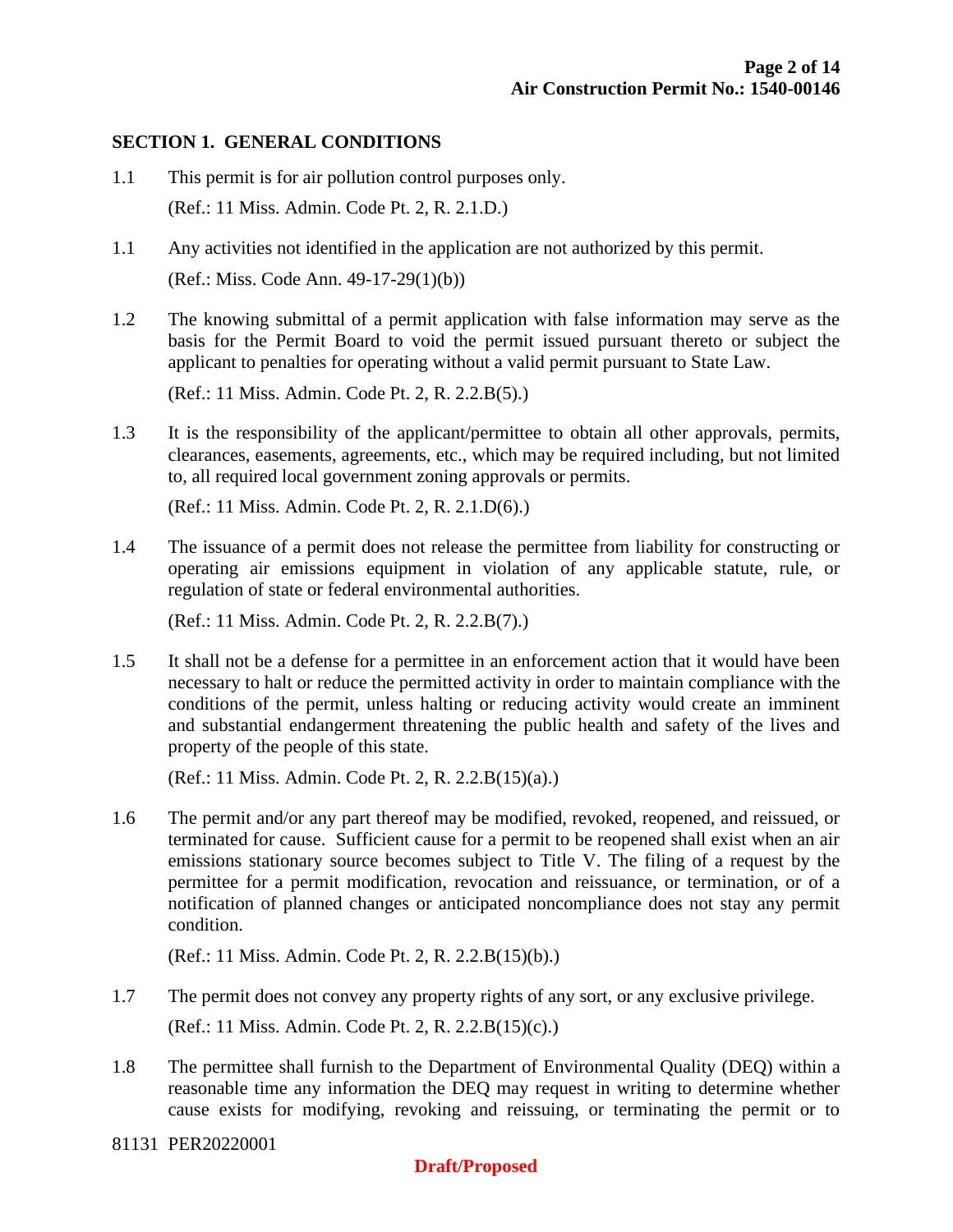## SECTION 1. GENERAL CONDITIONS

1.1 This permit is for air pollution control purposes only.

(Ref.: 11 Miss. Admin. Code Pt. 2, R. 2.1.D.)

1.1 Any activities not identified in the application are not authorized by this permit.

(Ref.: Miss. Code Ann. 49-17-29(1)(b))

1.2 The knowing submittal of a permit application with false information may serve as the basis for the Permit Board to void the permit issued pursuant thereto or subject the applicant to penalties for operating without a valid permit pursuant to State Law.

(Ref.: 11 Miss. Admin. Code Pt. 2, R. 2.2.B(5).)

1.3 It is the responsibility of the applicant/permittee to obtain all other approvals, permits, clearances, easements, agreements, etc., which may be required including, but not limited to, all required local government zoning approvals or permits.

(Ref.: 11 Miss. Admin. Code Pt. 2, R. 2.1.D(6).)

1.4 The issuance of a permit does not release the permittee from liability for constructing or operating air emissions equipment in violation of any applicable statute, rule, or regulation of state or federal environmental authorities.

(Ref.: 11 Miss. Admin. Code Pt. 2, R. 2.2.B(7).)

1.5 It shall not be a defense for a permittee in an enforcement action that it would have been necessary to halt or reduce the permitted activity in order to maintain compliance with the conditions of the permit, unless halting or reducing activity would create an imminent and substantial endangerment threatening the public health and safety of the lives and property of the people of this state.

(Ref.: 11 Miss. Admin. Code Pt. 2, R. 2.2.B(15)(a).)

1.6 The permit and/or any part thereof may be modified, revoked, reopened, and reissued, or terminated for cause. Sufficient cause for a permit to be reopened shall exist when an air emissions stationary source becomes subject to Title V. The filing of a request by the permittee for a permit modification, revocation and reissuance, or termination, or of a notification of planned changes or anticipated noncompliance does not stay any permit condition.

(Ref.: 11 Miss. Admin. Code Pt. 2, R. 2.2.B(15)(b).)

1.7 The permit does not convey any property rights of any sort, or any exclusive privilege.

(Ref.: 11 Miss. Admin. Code Pt. 2, R. 2.2.B(15)(c).)

1.8 The permittee shall furnish to the Department of Environmental Quality (DEQ) within a reasonable time any information the DEQ may request in writing to determine whether cause exists for modifying, revoking and reissuing, or terminating the permit or to

81131 PER20220001

**Draft/Proposed**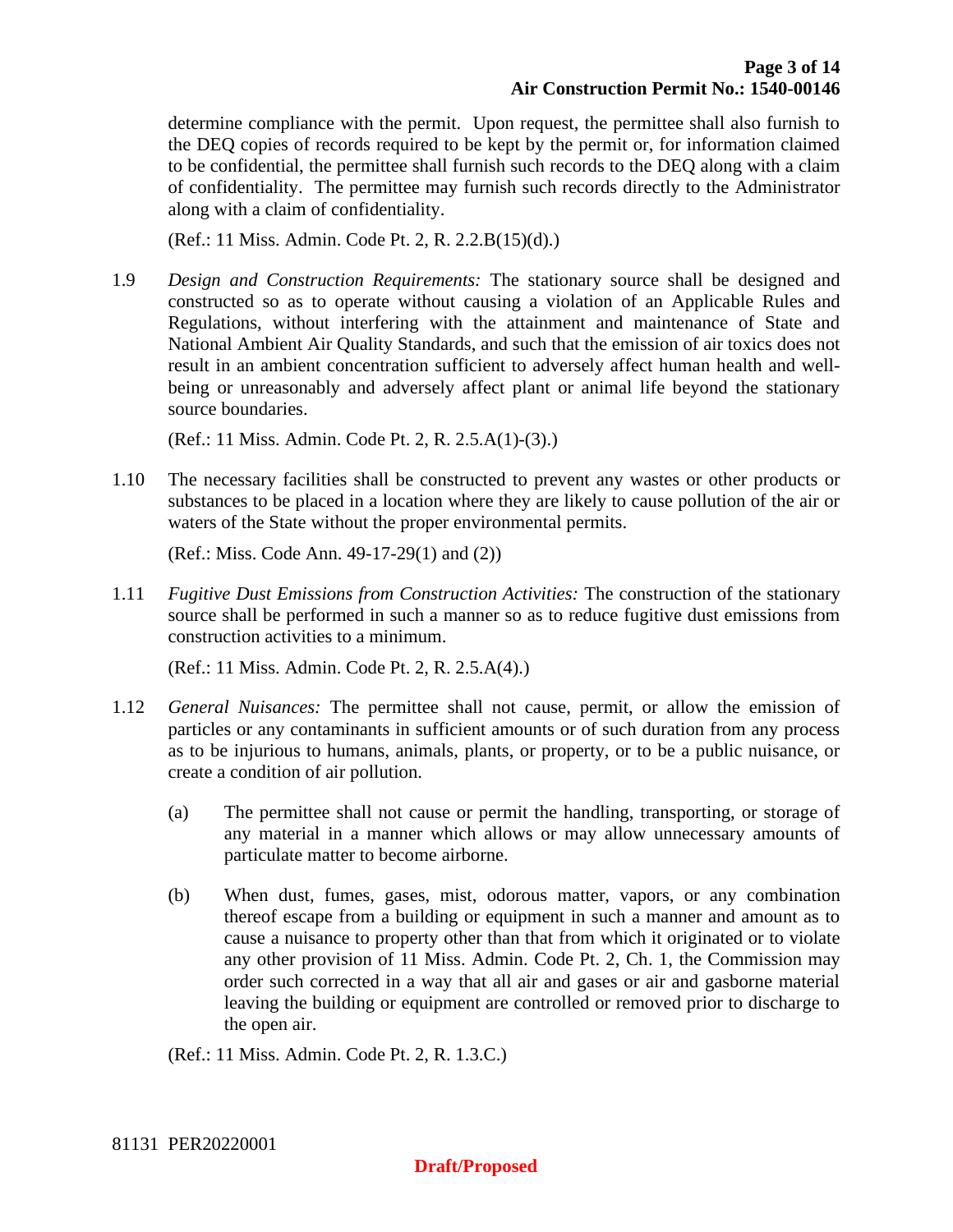determine compliance with the permit. Upon request, the permittee shall also furnish to the DEQ copies of records required to be kept by the permit or, for information claimed to be confidential, the permittee shall furnish such records to the DEQ along with a claim of confidentiality. The permittee may furnish such records directly to the Administrator along with a claim of confidentiality.

(Ref.: 11 Miss. Admin. Code Pt. 2, R. 2.2.B(15)(d).)

1.9 *Design and Construction Requirements:* The stationary source shall be designed and constructed so as to operate without causing a violation of an Applicable Rules and Regulations, without interfering with the attainment and maintenance of State and National Ambient Air Quality Standards, and such that the emission of air toxics does not result in an ambient concentration sufficient to adversely affect human health and well-being or unreasonably and adversely affect plant or animal life beyond the stationary source boundaries.

(Ref.: 11 Miss. Admin. Code Pt. 2, R. 2.5.A(1)-(3).)

1.10 The necessary facilities shall be constructed to prevent any wastes or other products or substances to be placed in a location where they are likely to cause pollution of the air or waters of the State without the proper environmental permits.

(Ref.: Miss. Code Ann. 49-17-29(1) and (2))

1.11 *Fugitive Dust Emissions from Construction Activities:* The construction of the stationary source shall be performed in such a manner so as to reduce fugitive dust emissions from construction activities to a minimum.

(Ref.: 11 Miss. Admin. Code Pt. 2, R. 2.5.A(4).)

1.12 *General Nuisances:* The permittee shall not cause, permit, or allow the emission of particles or any contaminants in sufficient amounts or of such duration from any process as to be injurious to humans, animals, plants, or property, or to be a public nuisance, or create a condition of air pollution.

(a) The permittee shall not cause or permit the handling, transporting, or storage of any material in a manner which allows or may allow unnecessary amounts of particulate matter to become airborne.

(b) When dust, fumes, gases, mist, odorous matter, vapors, or any combination thereof escape from a building or equipment in such a manner and amount as to cause a nuisance to property other than that from which it originated or to violate any other provision of 11 Miss. Admin. Code Pt. 2, Ch. 1, the Commission may order such corrected in a way that all air and gases or air and gasborne material leaving the building or equipment are controlled or removed prior to discharge to the open air.

(Ref.: 11 Miss. Admin. Code Pt. 2, R. 1.3.C.)

81131 PER20220001

**Draft/Proposed**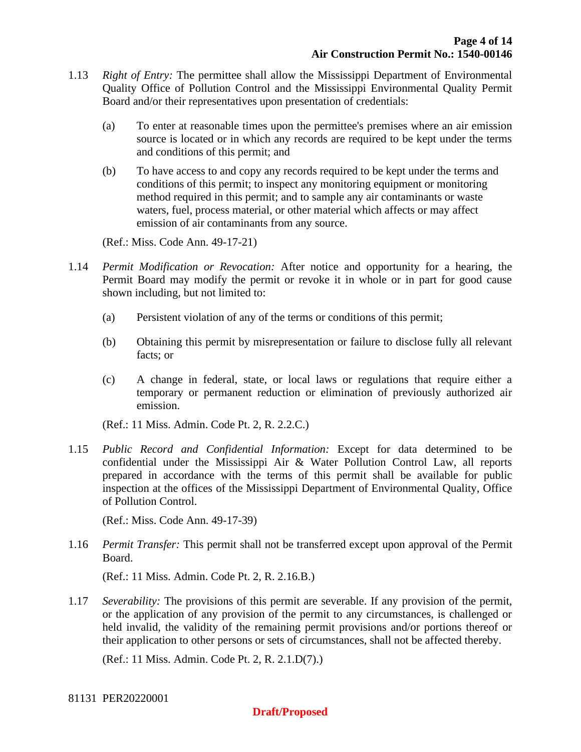1.13 *Right of Entry:* The permittee shall allow the Mississippi Department of Environmental Quality Office of Pollution Control and the Mississippi Environmental Quality Permit Board and/or their representatives upon presentation of credentials:

(a) To enter at reasonable times upon the permittee's premises where an air emission source is located or in which any records are required to be kept under the terms and conditions of this permit; and

(b) To have access to and copy any records required to be kept under the terms and conditions of this permit; to inspect any monitoring equipment or monitoring method required in this permit; and to sample any air contaminants or waste waters, fuel, process material, or other material which affects or may affect emission of air contaminants from any source.

(Ref.: Miss. Code Ann. 49-17-21)

1.14 *Permit Modification or Revocation:* After notice and opportunity for a hearing, the Permit Board may modify the permit or revoke it in whole or in part for good cause shown including, but not limited to:

(a) Persistent violation of any of the terms or conditions of this permit;

(b) Obtaining this permit by misrepresentation or failure to disclose fully all relevant facts; or

(c) A change in federal, state, or local laws or regulations that require either a temporary or permanent reduction or elimination of previously authorized air emission.

(Ref.: 11 Miss. Admin. Code Pt. 2, R. 2.2.C.)

1.15 *Public Record and Confidential Information:* Except for data determined to be confidential under the Mississippi Air & Water Pollution Control Law, all reports prepared in accordance with the terms of this permit shall be available for public inspection at the offices of the Mississippi Department of Environmental Quality, Office of Pollution Control.

(Ref.: Miss. Code Ann. 49-17-39)

1.16 *Permit Transfer:* This permit shall not be transferred except upon approval of the Permit Board.

(Ref.: 11 Miss. Admin. Code Pt. 2, R. 2.16.B.)

1.17 *Severability:* The provisions of this permit are severable. If any provision of the permit, or the application of any provision of the permit to any circumstances, is challenged or held invalid, the validity of the remaining permit provisions and/or portions thereof or their application to other persons or sets of circumstances, shall not be affected thereby.

(Ref.: 11 Miss. Admin. Code Pt. 2, R. 2.1.D(7).)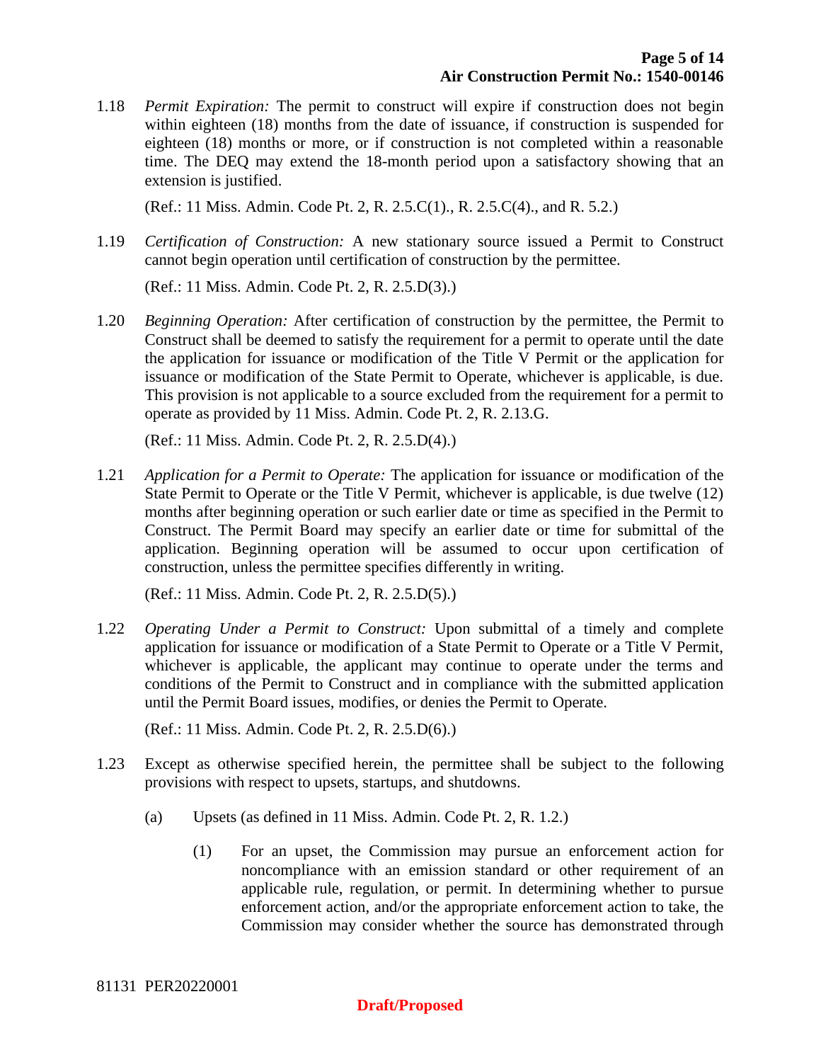1.18 *Permit Expiration:* The permit to construct will expire if construction does not begin within eighteen (18) months from the date of issuance, if construction is suspended for eighteen (18) months or more, or if construction is not completed within a reasonable time. The DEQ may extend the 18-month period upon a satisfactory showing that an extension is justified.

(Ref.: 11 Miss. Admin. Code Pt. 2, R. 2.5.C(1)., R. 2.5.C(4)., and R. 5.2.)

1.19 *Certification of Construction:* A new stationary source issued a Permit to Construct cannot begin operation until certification of construction by the permittee.

(Ref.: 11 Miss. Admin. Code Pt. 2, R. 2.5.D(3).)

1.20 *Beginning Operation:* After certification of construction by the permittee, the Permit to Construct shall be deemed to satisfy the requirement for a permit to operate until the date the application for issuance or modification of the Title V Permit or the application for issuance or modification of the State Permit to Operate, whichever is applicable, is due. This provision is not applicable to a source excluded from the requirement for a permit to operate as provided by 11 Miss. Admin. Code Pt. 2, R. 2.13.G.

(Ref.: 11 Miss. Admin. Code Pt. 2, R. 2.5.D(4).)

1.21 *Application for a Permit to Operate:* The application for issuance or modification of the State Permit to Operate or the Title V Permit, whichever is applicable, is due twelve (12) months after beginning operation or such earlier date or time as specified in the Permit to Construct. The Permit Board may specify an earlier date or time for submittal of the application. Beginning operation will be assumed to occur upon certification of construction, unless the permittee specifies differently in writing.

(Ref.: 11 Miss. Admin. Code Pt. 2, R. 2.5.D(5).)

1.22 *Operating Under a Permit to Construct:* Upon submittal of a timely and complete application for issuance or modification of a State Permit to Operate or a Title V Permit, whichever is applicable, the applicant may continue to operate under the terms and conditions of the Permit to Construct and in compliance with the submitted application until the Permit Board issues, modifies, or denies the Permit to Operate.

(Ref.: 11 Miss. Admin. Code Pt. 2, R. 2.5.D(6).)

1.23 Except as otherwise specified herein, the permittee shall be subject to the following provisions with respect to upsets, startups, and shutdowns.

(a) Upsets (as defined in 11 Miss. Admin. Code Pt. 2, R. 1.2.)

(1) For an upset, the Commission may pursue an enforcement action for noncompliance with an emission standard or other requirement of an applicable rule, regulation, or permit. In determining whether to pursue enforcement action, and/or the appropriate enforcement action to take, the Commission may consider whether the source has demonstrated through

81131 PER20220001

**Draft/Proposed**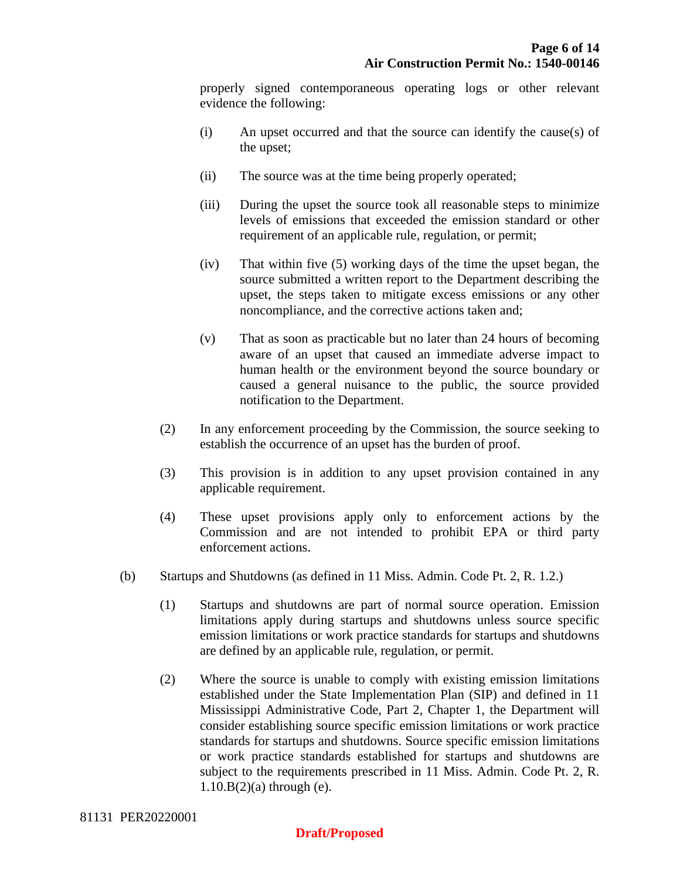properly signed contemporaneous operating logs or other relevant evidence the following:

(i) An upset occurred and that the source can identify the cause(s) of the upset;

(ii) The source was at the time being properly operated;

(iii) During the upset the source took all reasonable steps to minimize levels of emissions that exceeded the emission standard or other requirement of an applicable rule, regulation, or permit;

(iv) That within five (5) working days of the time the upset began, the source submitted a written report to the Department describing the upset, the steps taken to mitigate excess emissions or any other noncompliance, and the corrective actions taken and;

(v) That as soon as practicable but no later than 24 hours of becoming aware of an upset that caused an immediate adverse impact to human health or the environment beyond the source boundary or caused a general nuisance to the public, the source provided notification to the Department.

(2) In any enforcement proceeding by the Commission, the source seeking to establish the occurrence of an upset has the burden of proof.

(3) This provision is in addition to any upset provision contained in any applicable requirement.

(4) These upset provisions apply only to enforcement actions by the Commission and are not intended to prohibit EPA or third party enforcement actions.

(b) Startups and Shutdowns (as defined in 11 Miss. Admin. Code Pt. 2, R. 1.2.)

(1) Startups and shutdowns are part of normal source operation. Emission limitations apply during startups and shutdowns unless source specific emission limitations or work practice standards for startups and shutdowns are defined by an applicable rule, regulation, or permit.

(2) Where the source is unable to comply with existing emission limitations established under the State Implementation Plan (SIP) and defined in 11 Mississippi Administrative Code, Part 2, Chapter 1, the Department will consider establishing source specific emission limitations or work practice standards for startups and shutdowns. Source specific emission limitations or work practice standards established for startups and shutdowns are subject to the requirements prescribed in 11 Miss. Admin. Code Pt. 2, R. 1.10.B(2)(a) through (e).

81131 PER20220001

**Draft/Proposed**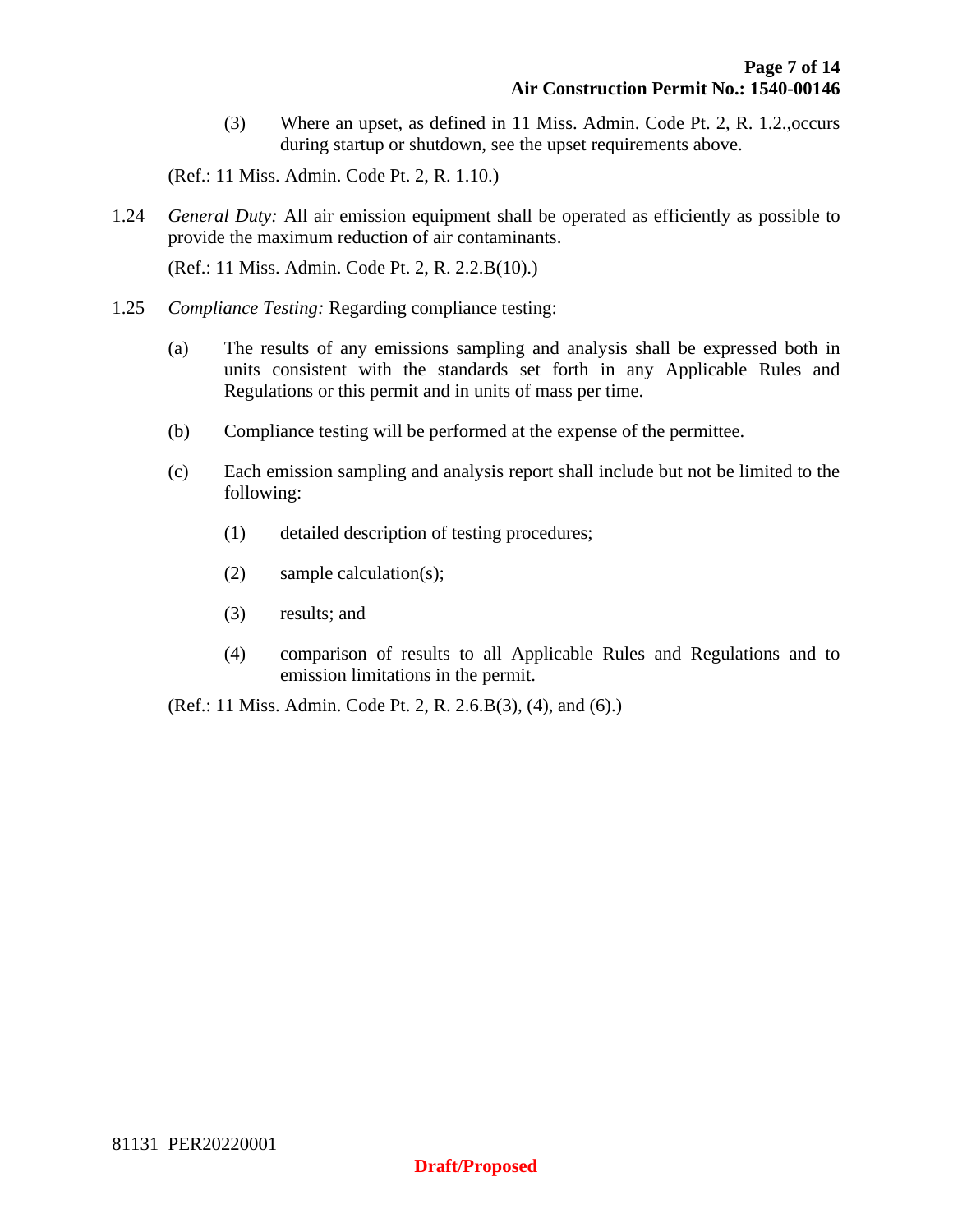(3) Where an upset, as defined in 11 Miss. Admin. Code Pt. 2, R. 1.2.,occurs during startup or shutdown, see the upset requirements above.

(Ref.: 11 Miss. Admin. Code Pt. 2, R. 1.10.)

1.24 *General Duty:* All air emission equipment shall be operated as efficiently as possible to provide the maximum reduction of air contaminants.

(Ref.: 11 Miss. Admin. Code Pt. 2, R. 2.2.B(10).)

1.25 *Compliance Testing:* Regarding compliance testing:

(a) The results of any emissions sampling and analysis shall be expressed both in units consistent with the standards set forth in any Applicable Rules and Regulations or this permit and in units of mass per time.

(b) Compliance testing will be performed at the expense of the permittee.

(c) Each emission sampling and analysis report shall include but not be limited to the following:

(1) detailed description of testing procedures;

(2) sample calculation(s);

(3) results; and

(4) comparison of results to all Applicable Rules and Regulations and to emission limitations in the permit.

(Ref.: 11 Miss. Admin. Code Pt. 2, R. 2.6.B(3), (4), and (6).)

81131 PER20220001

Draft/Proposed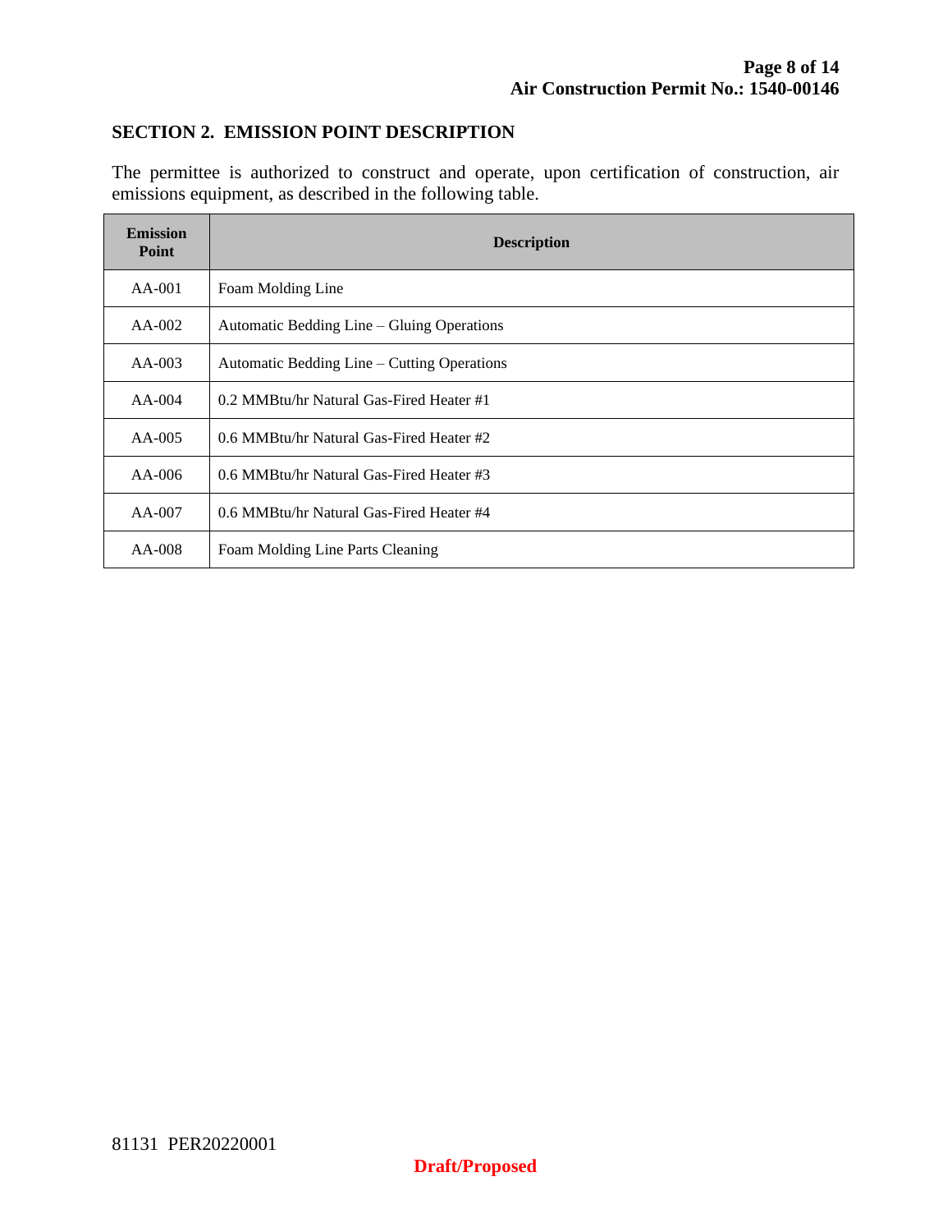## SECTION 2. EMISSION POINT DESCRIPTION

The permittee is authorized to construct and operate, upon certification of construction, air emissions equipment, as described in the following table.

| Emission Point | Description |
|---|---|
| AA-001 | Foam Molding Line |
| AA-002 | Automatic Bedding Line – Gluing Operations |
| AA-003 | Automatic Bedding Line – Cutting Operations |
| AA-004 | 0.2 MMBtu/hr Natural Gas-Fired Heater #1 |
| AA-005 | 0.6 MMBtu/hr Natural Gas-Fired Heater #2 |
| AA-006 | 0.6 MMBtu/hr Natural Gas-Fired Heater #3 |
| AA-007 | 0.6 MMBtu/hr Natural Gas-Fired Heater #4 |
| AA-008 | Foam Molding Line Parts Cleaning |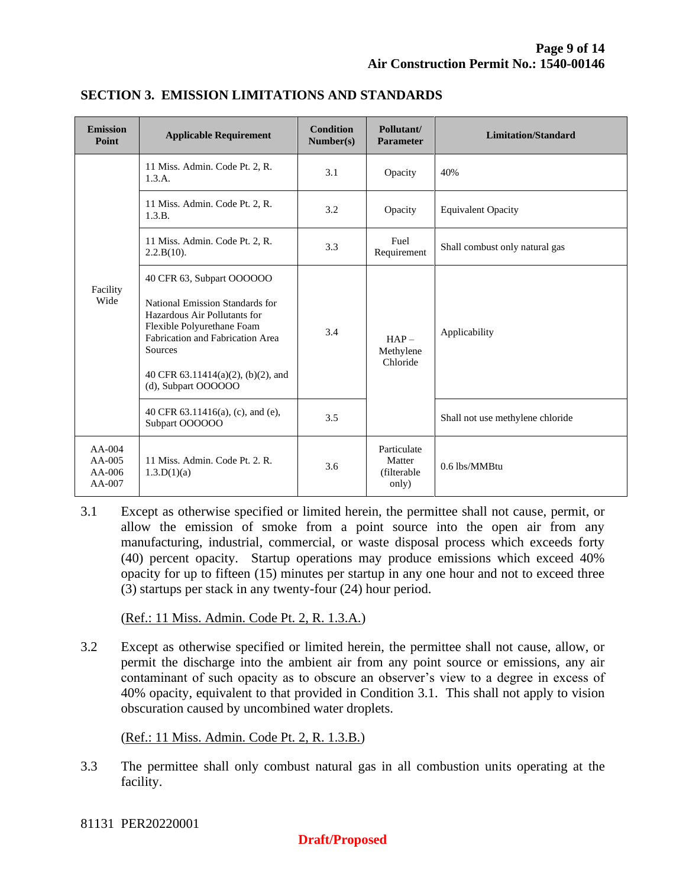## SECTION 3. EMISSION LIMITATIONS AND STANDARDS

| Emission Point | Applicable Requirement | Condition Number(s) | Pollutant/ Parameter | Limitation/Standard |
|---|---|---|---|---|
| Facility Wide | 11 Miss. Admin. Code Pt. 2, R. 1.3.A. | 3.1 | Opacity | 40% |
| | 11 Miss. Admin. Code Pt. 2, R. 1.3.B. | 3.2 | Opacity | Equivalent Opacity |
| | 11 Miss. Admin. Code Pt. 2, R. 2.2.B(10). | 3.3 | Fuel Requirement | Shall combust only natural gas |
| | 40 CFR 63, Subpart OOOOOO<br><br>National Emission Standards for Hazardous Air Pollutants for Flexible Polyurethane Foam Fabrication and Fabrication Area Sources<br><br>40 CFR 63.11414(a)(2), (b)(2), and (d), Subpart OOOOOO | 3.4 | HAP – Methylene Chloride | Applicability |
| | 40 CFR 63.11416(a), (c), and (e), Subpart OOOOOO | 3.5 | | Shall not use methylene chloride |
| AA-004<br>AA-005<br>AA-006<br>AA-007 | 11 Miss. Admin. Code Pt. 2. R. 1.3.D(1)(a) | 3.6 | Particulate Matter (filterable only) | 0.6 lbs/MMBtu |

3.1 Except as otherwise specified or limited herein, the permittee shall not cause, permit, or allow the emission of smoke from a point source into the open air from any manufacturing, industrial, commercial, or waste disposal process which exceeds forty (40) percent opacity. Startup operations may produce emissions which exceed 40% opacity for up to fifteen (15) minutes per startup in any one hour and not to exceed three (3) startups per stack in any twenty-four (24) hour period.

(Ref.: 11 Miss. Admin. Code Pt. 2, R. 1.3.A.)

3.2 Except as otherwise specified or limited herein, the permittee shall not cause, allow, or permit the discharge into the ambient air from any point source or emissions, any air contaminant of such opacity as to obscure an observer's view to a degree in excess of 40% opacity, equivalent to that provided in Condition 3.1. This shall not apply to vision obscuration caused by uncombined water droplets.

(Ref.: 11 Miss. Admin. Code Pt. 2, R. 1.3.B.)

3.3 The permittee shall only combust natural gas in all combustion units operating at the facility.

81131 PER20220001

**Draft/Proposed**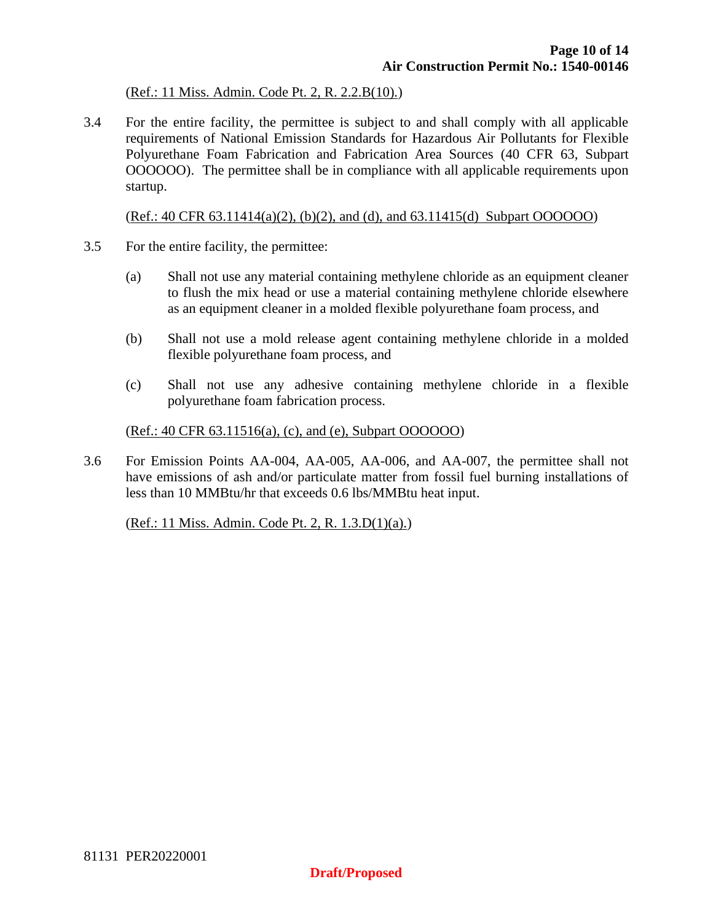(Ref.: 11 Miss. Admin. Code Pt. 2, R. 2.2.B(10).)

3.4 For the entire facility, the permittee is subject to and shall comply with all applicable requirements of National Emission Standards for Hazardous Air Pollutants for Flexible Polyurethane Foam Fabrication and Fabrication Area Sources (40 CFR 63, Subpart OOOOOO). The permittee shall be in compliance with all applicable requirements upon startup.

(Ref.: 40 CFR 63.11414(a)(2), (b)(2), and (d), and 63.11415(d) Subpart OOOOOO)

3.5 For the entire facility, the permittee:

(a) Shall not use any material containing methylene chloride as an equipment cleaner to flush the mix head or use a material containing methylene chloride elsewhere as an equipment cleaner in a molded flexible polyurethane foam process, and

(b) Shall not use a mold release agent containing methylene chloride in a molded flexible polyurethane foam process, and

(c) Shall not use any adhesive containing methylene chloride in a flexible polyurethane foam fabrication process.

(Ref.: 40 CFR 63.11516(a), (c), and (e), Subpart OOOOOO)

3.6 For Emission Points AA-004, AA-005, AA-006, and AA-007, the permittee shall not have emissions of ash and/or particulate matter from fossil fuel burning installations of less than 10 MMBtu/hr that exceeds 0.6 lbs/MMBtu heat input.

(Ref.: 11 Miss. Admin. Code Pt. 2, R. 1.3.D(1)(a).)

81131 PER20220001

**Draft/Proposed**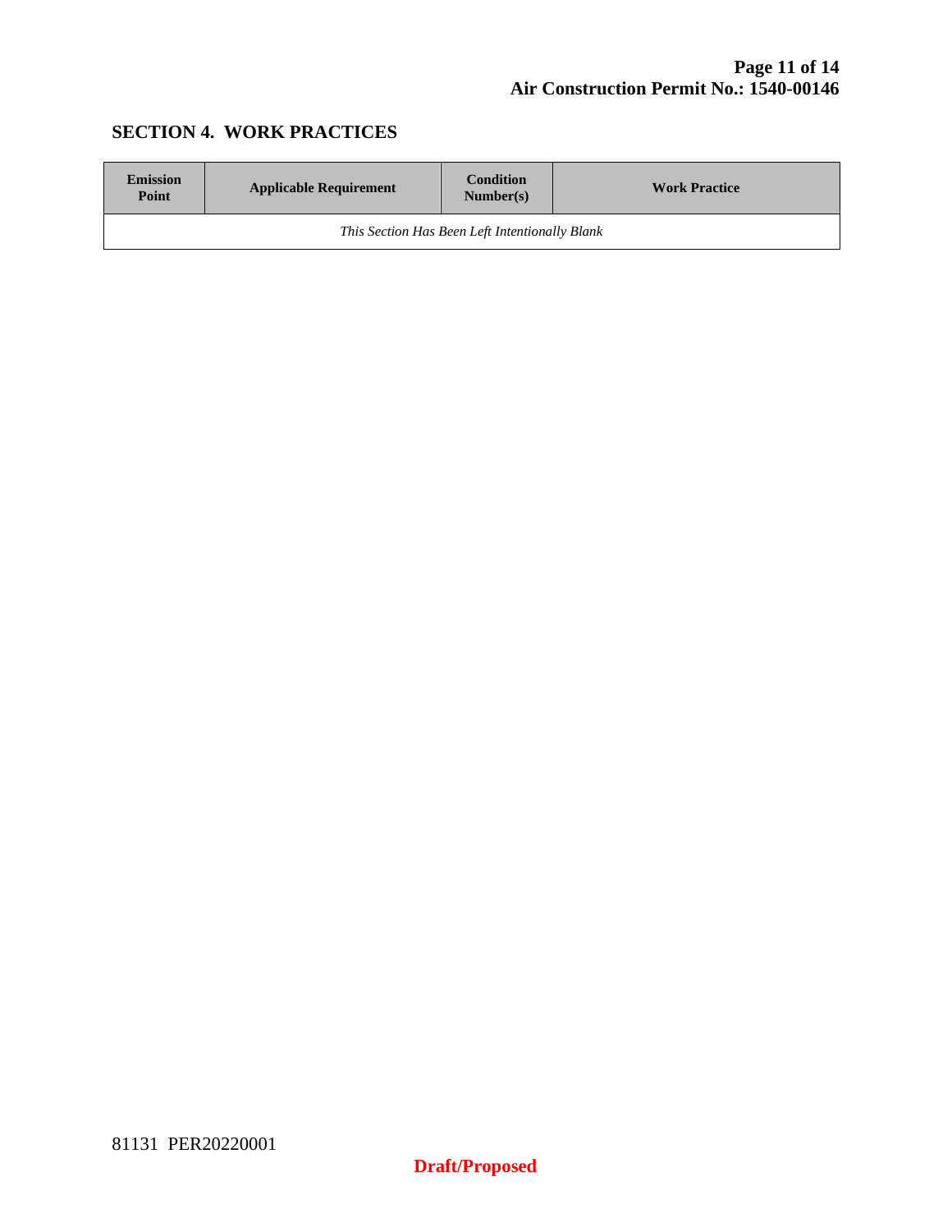## SECTION 4. WORK PRACTICES

| Emission Point | Applicable Requirement | Condition Number(s) | Work Practice |
|---|---|---|---|
| *This Section Has Been Left Intentionally Blank* | | | |

81131 PER20220001

**Draft/Proposed**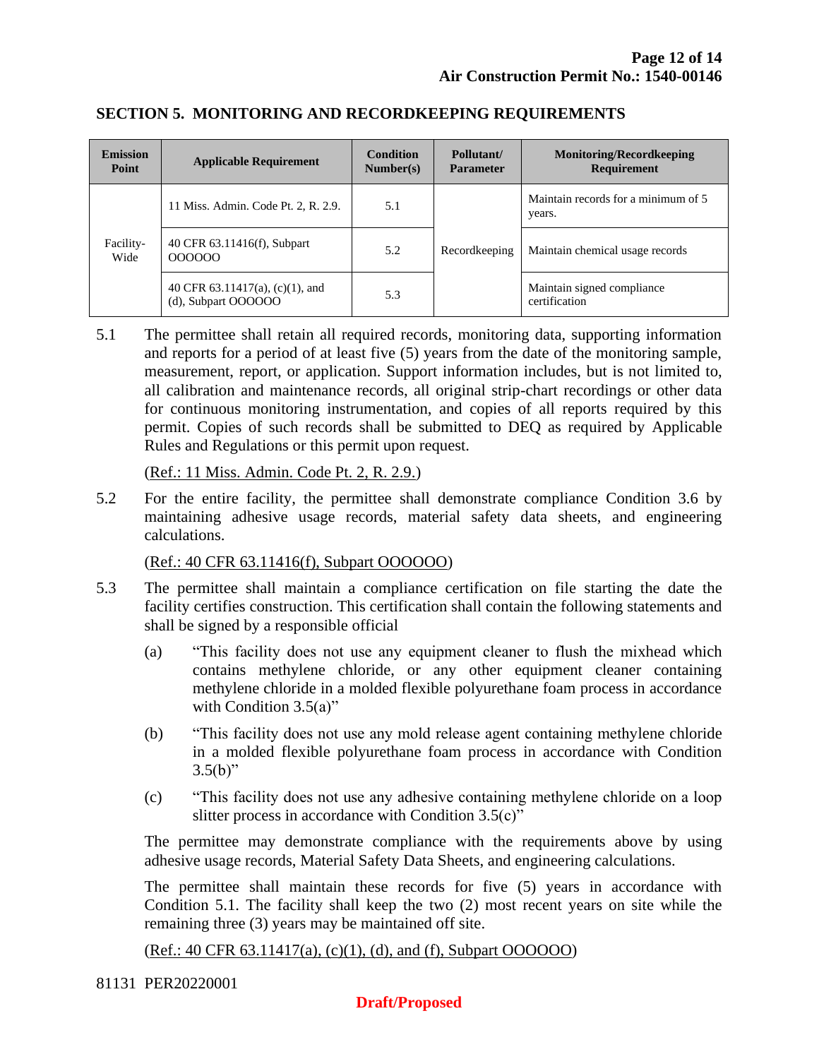## SECTION 5. MONITORING AND RECORDKEEPING REQUIREMENTS

| Emission Point | Applicable Requirement | Condition Number(s) | Pollutant/ Parameter | Monitoring/Recordkeeping Requirement |
|---|---|---|---|---|
| Facility-Wide | 11 Miss. Admin. Code Pt. 2, R. 2.9. | 5.1 | Recordkeeping | Maintain records for a minimum of 5 years. |
| | 40 CFR 63.11416(f), Subpart OOOOOO | 5.2 | | Maintain chemical usage records |
| | 40 CFR 63.11417(a), (c)(1), and (d), Subpart OOOOOO | 5.3 | | Maintain signed compliance certification |

5.1 The permittee shall retain all required records, monitoring data, supporting information and reports for a period of at least five (5) years from the date of the monitoring sample, measurement, report, or application. Support information includes, but is not limited to, all calibration and maintenance records, all original strip-chart recordings or other data for continuous monitoring instrumentation, and copies of all reports required by this permit. Copies of such records shall be submitted to DEQ as required by Applicable Rules and Regulations or this permit upon request.

(Ref.: 11 Miss. Admin. Code Pt. 2, R. 2.9.)

5.2 For the entire facility, the permittee shall demonstrate compliance Condition 3.6 by maintaining adhesive usage records, material safety data sheets, and engineering calculations.

(Ref.: 40 CFR 63.11416(f), Subpart OOOOOO)

5.3 The permittee shall maintain a compliance certification on file starting the date the facility certifies construction. This certification shall contain the following statements and shall be signed by a responsible official

(a) "This facility does not use any equipment cleaner to flush the mixhead which contains methylene chloride, or any other equipment cleaner containing methylene chloride in a molded flexible polyurethane foam process in accordance with Condition 3.5(a)"

(b) "This facility does not use any mold release agent containing methylene chloride in a molded flexible polyurethane foam process in accordance with Condition 3.5(b)"

(c) "This facility does not use any adhesive containing methylene chloride on a loop slitter process in accordance with Condition 3.5(c)"

The permittee may demonstrate compliance with the requirements above by using adhesive usage records, Material Safety Data Sheets, and engineering calculations.

The permittee shall maintain these records for five (5) years in accordance with Condition 5.1. The facility shall keep the two (2) most recent years on site while the remaining three (3) years may be maintained off site.

(Ref.: 40 CFR 63.11417(a), (c)(1), (d), and (f), Subpart OOOOOO)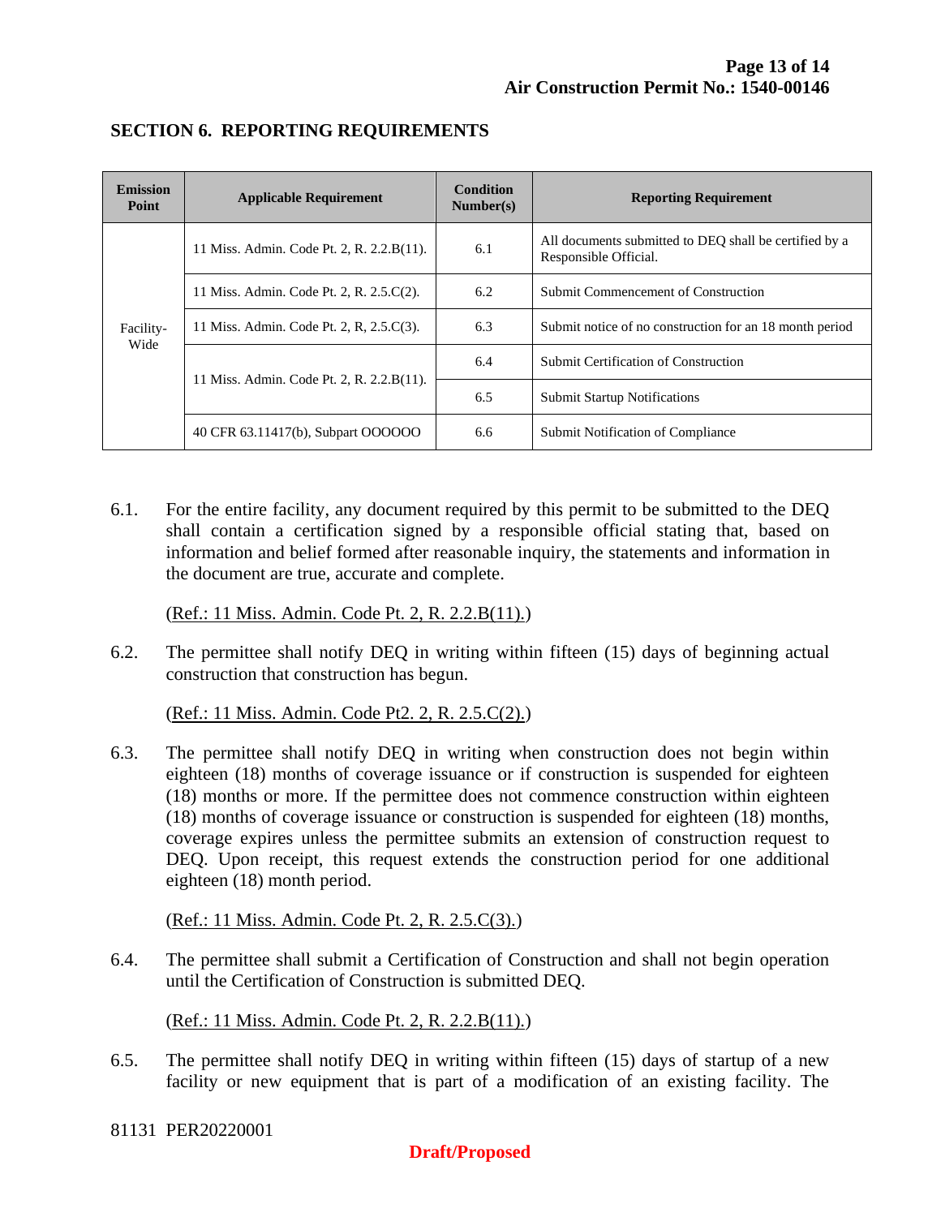## SECTION 6. REPORTING REQUIREMENTS

| Emission Point | Applicable Requirement | Condition Number(s) | Reporting Requirement |
|---|---|---|---|
| Facility-Wide | 11 Miss. Admin. Code Pt. 2, R. 2.2.B(11). | 6.1 | All documents submitted to DEQ shall be certified by a Responsible Official. |
| | 11 Miss. Admin. Code Pt. 2, R. 2.5.C(2). | 6.2 | Submit Commencement of Construction |
| | 11 Miss. Admin. Code Pt. 2, R, 2.5.C(3). | 6.3 | Submit notice of no construction for an 18 month period |
| | 11 Miss. Admin. Code Pt. 2, R. 2.2.B(11). | 6.4 | Submit Certification of Construction |
| | | 6.5 | Submit Startup Notifications |
| | 40 CFR 63.11417(b), Subpart OOOOOO | 6.6 | Submit Notification of Compliance |

6.1. For the entire facility, any document required by this permit to be submitted to the DEQ shall contain a certification signed by a responsible official stating that, based on information and belief formed after reasonable inquiry, the statements and information in the document are true, accurate and complete.

(Ref.: 11 Miss. Admin. Code Pt. 2, R. 2.2.B(11).)

6.2. The permittee shall notify DEQ in writing within fifteen (15) days of beginning actual construction that construction has begun.

(Ref.: 11 Miss. Admin. Code Pt2. 2, R. 2.5.C(2).)

6.3. The permittee shall notify DEQ in writing when construction does not begin within eighteen (18) months of coverage issuance or if construction is suspended for eighteen (18) months or more. If the permittee does not commence construction within eighteen (18) months of coverage issuance or construction is suspended for eighteen (18) months, coverage expires unless the permittee submits an extension of construction request to DEQ. Upon receipt, this request extends the construction period for one additional eighteen (18) month period.

(Ref.: 11 Miss. Admin. Code Pt. 2, R. 2.5.C(3).)

6.4. The permittee shall submit a Certification of Construction and shall not begin operation until the Certification of Construction is submitted DEQ.

(Ref.: 11 Miss. Admin. Code Pt. 2, R. 2.2.B(11).)

6.5. The permittee shall notify DEQ in writing within fifteen (15) days of startup of a new facility or new equipment that is part of a modification of an existing facility. The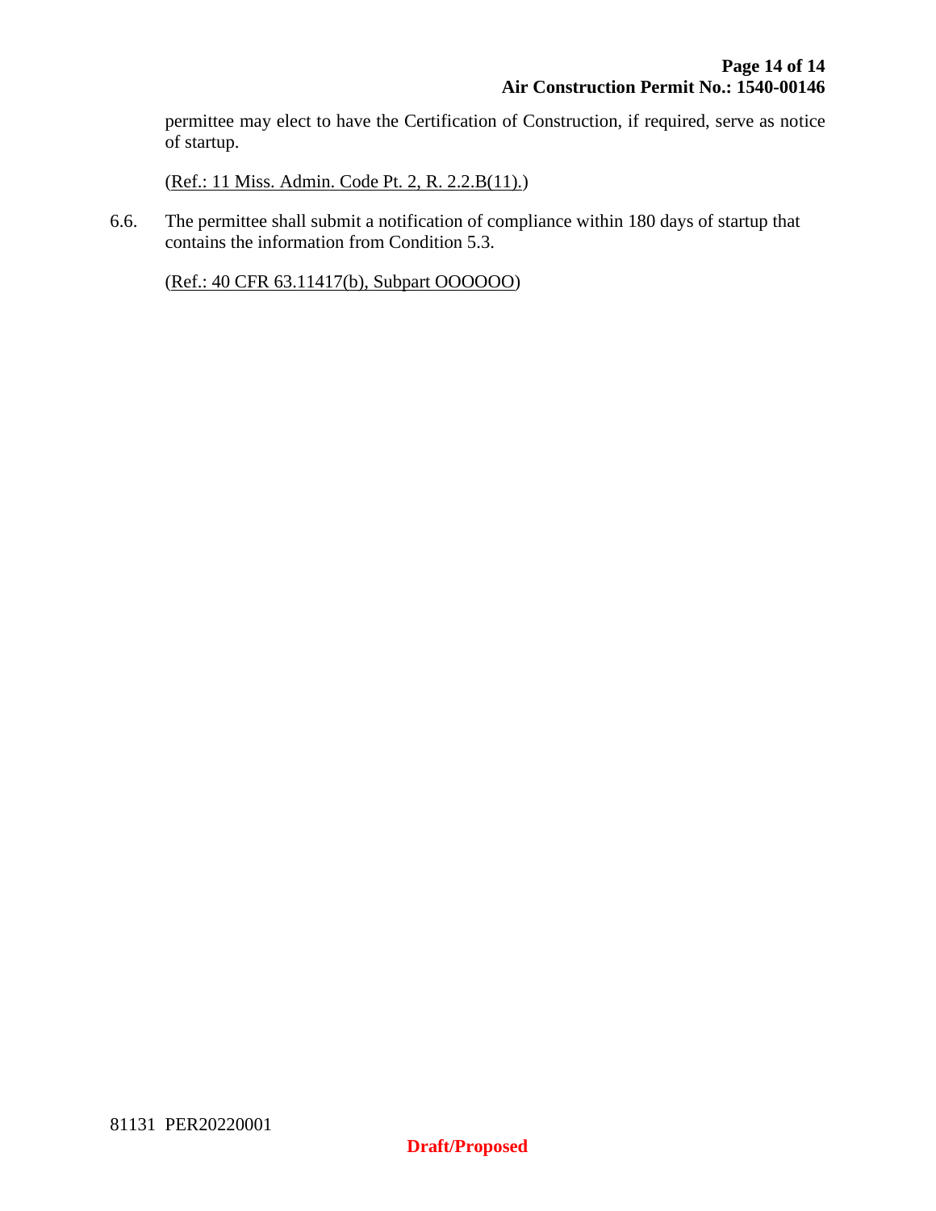permittee may elect to have the Certification of Construction, if required, serve as notice of startup.

(Ref.: 11 Miss. Admin. Code Pt. 2, R. 2.2.B(11).)

6.6. The permittee shall submit a notification of compliance within 180 days of startup that contains the information from Condition 5.3.

(Ref.: 40 CFR 63.11417(b), Subpart OOOOOO)

81131 PER20220001

**Draft/Proposed**